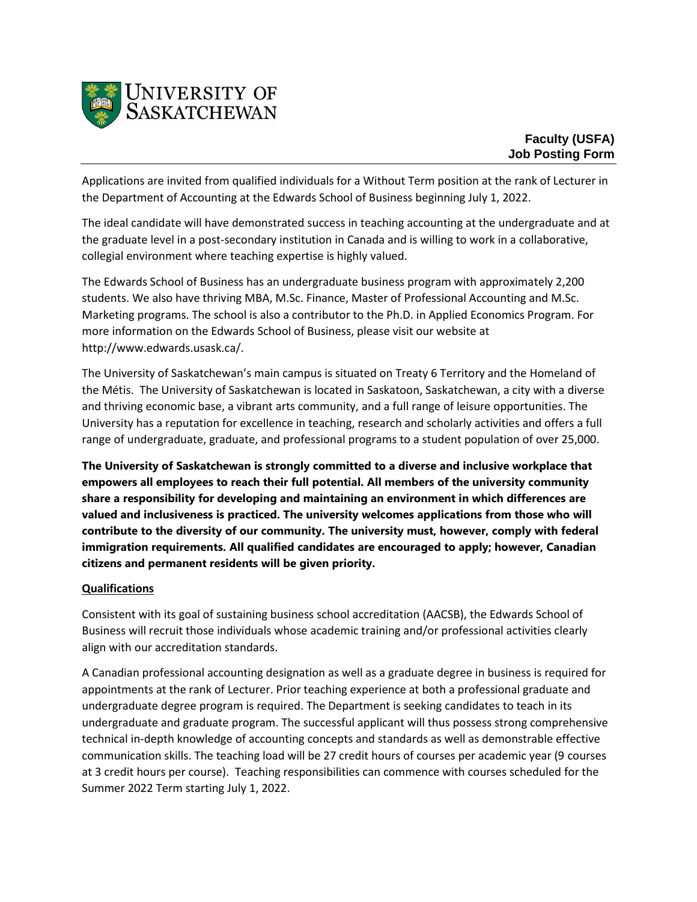UNIVERSITY OF SASKATCHEWAN

**Faculty (USFA)**
**Job Posting Form**

Applications are invited from qualified individuals for a Without Term position at the rank of Lecturer in the Department of Accounting at the Edwards School of Business beginning July 1, 2022.

The ideal candidate will have demonstrated success in teaching accounting at the undergraduate and at the graduate level in a post-secondary institution in Canada and is willing to work in a collaborative, collegial environment where teaching expertise is highly valued.

The Edwards School of Business has an undergraduate business program with approximately 2,200 students. We also have thriving MBA, M.Sc. Finance, Master of Professional Accounting and M.Sc. Marketing programs. The school is also a contributor to the Ph.D. in Applied Economics Program. For more information on the Edwards School of Business, please visit our website at http://www.edwards.usask.ca/.

The University of Saskatchewan's main campus is situated on Treaty 6 Territory and the Homeland of the Métis. The University of Saskatchewan is located in Saskatoon, Saskatchewan, a city with a diverse and thriving economic base, a vibrant arts community, and a full range of leisure opportunities. The University has a reputation for excellence in teaching, research and scholarly activities and offers a full range of undergraduate, graduate, and professional programs to a student population of over 25,000.

**The University of Saskatchewan is strongly committed to a diverse and inclusive workplace that empowers all employees to reach their full potential. All members of the university community share a responsibility for developing and maintaining an environment in which differences are valued and inclusiveness is practiced. The university welcomes applications from those who will contribute to the diversity of our community. The university must, however, comply with federal immigration requirements. All qualified candidates are encouraged to apply; however, Canadian citizens and permanent residents will be given priority.**

## Qualifications

Consistent with its goal of sustaining business school accreditation (AACSB), the Edwards School of Business will recruit those individuals whose academic training and/or professional activities clearly align with our accreditation standards.

A Canadian professional accounting designation as well as a graduate degree in business is required for appointments at the rank of Lecturer. Prior teaching experience at both a professional graduate and undergraduate degree program is required. The Department is seeking candidates to teach in its undergraduate and graduate program. The successful applicant will thus possess strong comprehensive technical in-depth knowledge of accounting concepts and standards as well as demonstrable effective communication skills. The teaching load will be 27 credit hours of courses per academic year (9 courses at 3 credit hours per course). Teaching responsibilities can commence with courses scheduled for the Summer 2022 Term starting July 1, 2022.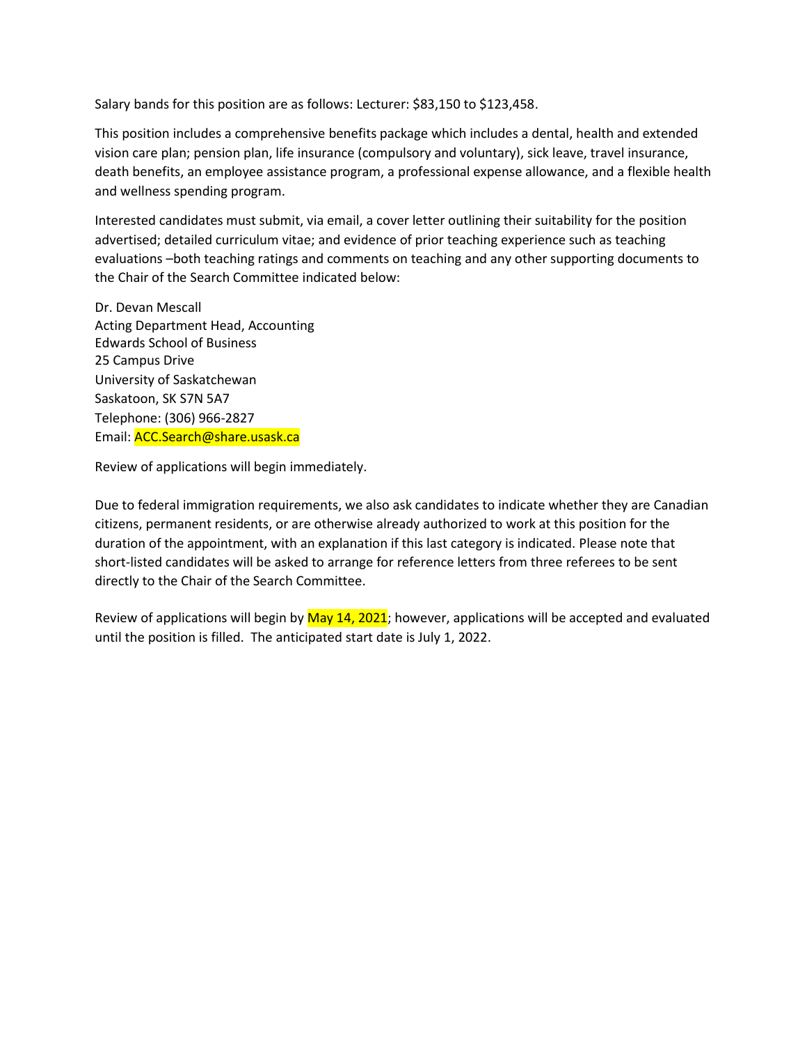Salary bands for this position are as follows: Lecturer: $83,150 to $123,458.

This position includes a comprehensive benefits package which includes a dental, health and extended vision care plan; pension plan, life insurance (compulsory and voluntary), sick leave, travel insurance, death benefits, an employee assistance program, a professional expense allowance, and a flexible health and wellness spending program.

Interested candidates must submit, via email, a cover letter outlining their suitability for the position advertised; detailed curriculum vitae; and evidence of prior teaching experience such as teaching evaluations –both teaching ratings and comments on teaching and any other supporting documents to the Chair of the Search Committee indicated below:

Dr. Devan Mescall  
Acting Department Head, Accounting  
Edwards School of Business  
25 Campus Drive  
University of Saskatchewan  
Saskatoon, SK S7N 5A7  
Telephone: (306) 966-2827  
Email: ACC.Search@share.usask.ca

Review of applications will begin immediately.

Due to federal immigration requirements, we also ask candidates to indicate whether they are Canadian citizens, permanent residents, or are otherwise already authorized to work at this position for the duration of the appointment, with an explanation if this last category is indicated. Please note that short-listed candidates will be asked to arrange for reference letters from three referees to be sent directly to the Chair of the Search Committee.

Review of applications will begin by May 14, 2021; however, applications will be accepted and evaluated until the position is filled. The anticipated start date is July 1, 2022.